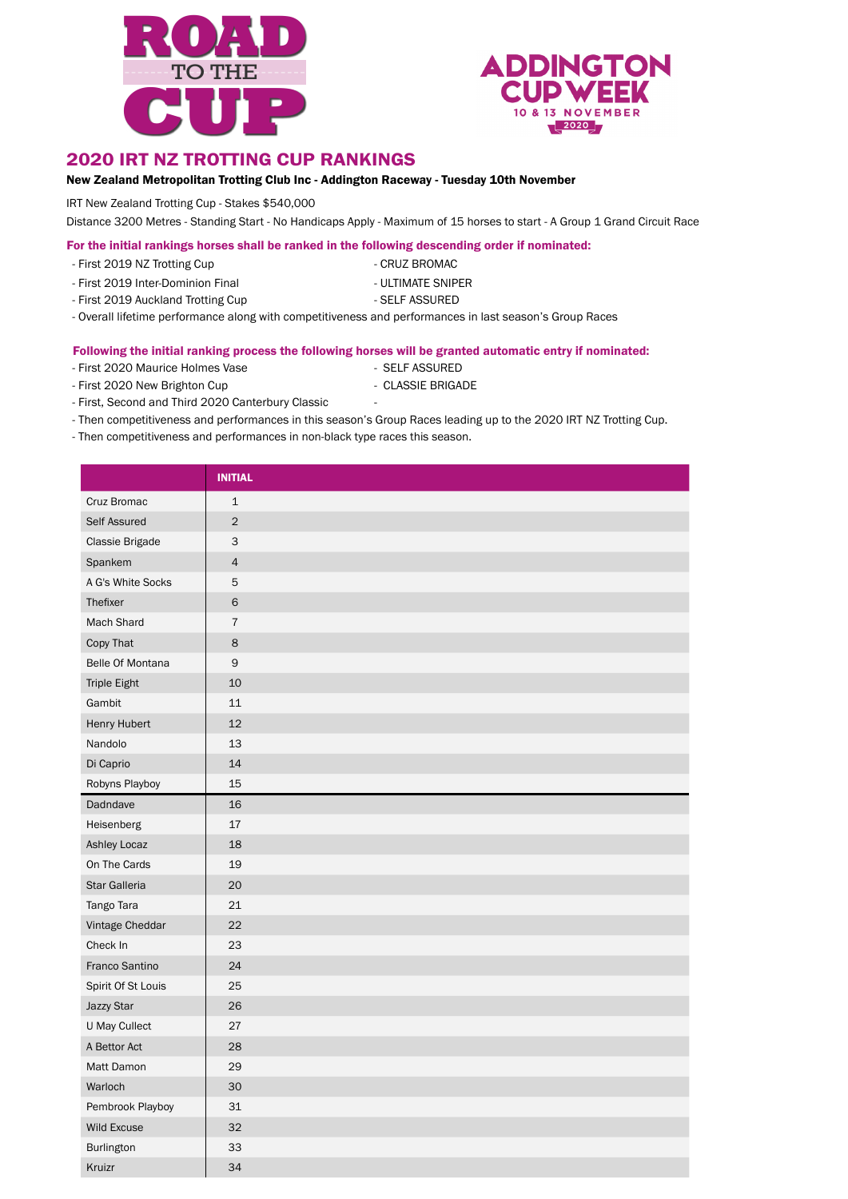# ROAD TO THE CUP

ADDINGTON CUP WEEK
10 & 13 NOVEMBER
2020

## 2020 IRT NZ TROTTING CUP RANKINGS

**New Zealand Metropolitan Trotting Club Inc - Addington Raceway - Tuesday 10th November**

IRT New Zealand Trotting Cup - Stakes $540,000

Distance 3200 Metres - Standing Start - No Handicaps Apply - Maximum of 15 horses to start - A Group 1 Grand Circuit Race

**For the initial rankings horses shall be ranked in the following descending order if nominated:**

- First 2019 NZ Trotting Cup - CRUZ BROMAC
- First 2019 Inter-Dominion Final - ULTIMATE SNIPER
- First 2019 Auckland Trotting Cup - SELF ASSURED
- Overall lifetime performance along with competitiveness and performances in last season's Group Races

**Following the initial ranking process the following horses will be granted automatic entry if nominated:**

- First 2020 Maurice Holmes Vase - SELF ASSURED
- First 2020 New Brighton Cup - CLASSIE BRIGADE
- First, Second and Third 2020 Canterbury Classic -
- Then competitiveness and performances in this season's Group Races leading up to the 2020 IRT NZ Trotting Cup.
- Then competitiveness and performances in non-black type races this season.

| | INITIAL |
|---|---|
| Cruz Bromac | 1 |
| Self Assured | 2 |
| Classie Brigade | 3 |
| Spankem | 4 |
| A G's White Socks | 5 |
| Thefixer | 6 |
| Mach Shard | 7 |
| Copy That | 8 |
| Belle Of Montana | 9 |
| Triple Eight | 10 |
| Gambit | 11 |
| Henry Hubert | 12 |
| Nandolo | 13 |
| Di Caprio | 14 |
| Robyns Playboy | 15 |
| Dadndave | 16 |
| Heisenberg | 17 |
| Ashley Locaz | 18 |
| On The Cards | 19 |
| Star Galleria | 20 |
| Tango Tara | 21 |
| Vintage Cheddar | 22 |
| Check In | 23 |
| Franco Santino | 24 |
| Spirit Of St Louis | 25 |
| Jazzy Star | 26 |
| U May Cullect | 27 |
| A Bettor Act | 28 |
| Matt Damon | 29 |
| Warloch | 30 |
| Pembrook Playboy | 31 |
| Wild Excuse | 32 |
| Burlington | 33 |
| Kruizr | 34 |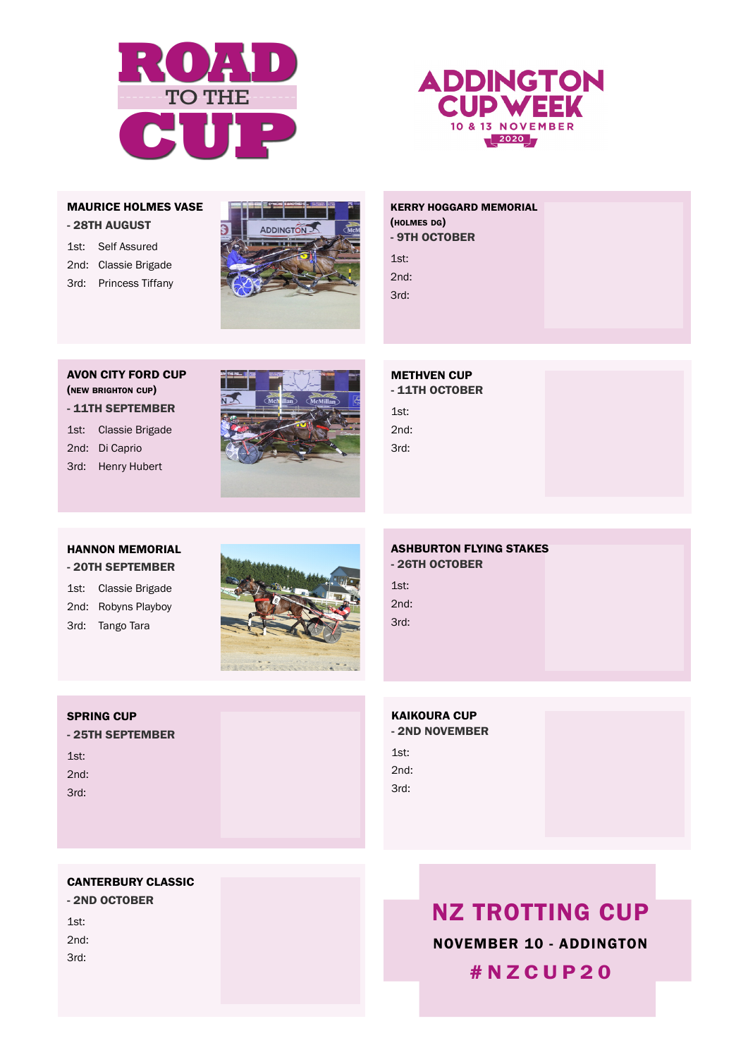# ROAD TO THE CUP

## ADDINGTON CUP WEEK

10 & 13 NOVEMBER

2020

### MAURICE HOLMES VASE

**- 28TH AUGUST**

1st: Self Assured
2nd: Classie Brigade
3rd: Princess Tiffany

### KERRY HOGGARD MEMORIAL

**(HOLMES DG)**

**- 9TH OCTOBER**

1st:
2nd:
3rd:

### AVON CITY FORD CUP

**(NEW BRIGHTON CUP)**

**- 11TH SEPTEMBER**

1st: Classie Brigade
2nd: Di Caprio
3rd: Henry Hubert

### METHVEN CUP

**- 11TH OCTOBER**

1st:
2nd:
3rd:

### HANNON MEMORIAL

**- 20TH SEPTEMBER**

1st: Classie Brigade
2nd: Robyns Playboy
3rd: Tango Tara

### ASHBURTON FLYING STAKES

**- 26TH OCTOBER**

1st:
2nd:
3rd:

### SPRING CUP

**- 25TH SEPTEMBER**

1st:
2nd:
3rd:

### KAIKOURA CUP

**- 2ND NOVEMBER**

1st:
2nd:
3rd:

### CANTERBURY CLASSIC

**- 2ND OCTOBER**

1st:
2nd:
3rd:

## NZ TROTTING CUP

**NOVEMBER 10 - ADDINGTON**

**#NZCUP20**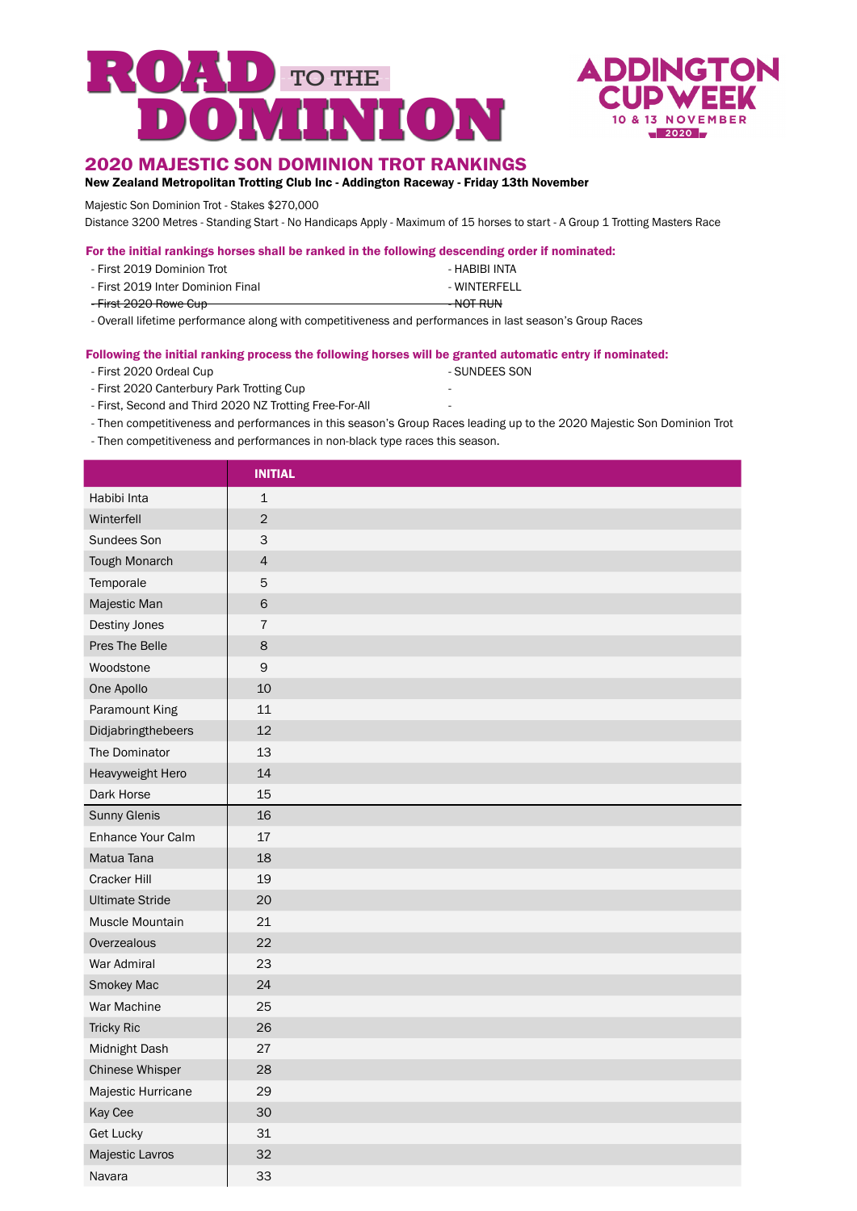# ROAD TO THE DOMINION

ADDINGTON CUP WEEK
10 & 13 NOVEMBER
2020

## 2020 MAJESTIC SON DOMINION TROT RANKINGS

**New Zealand Metropolitan Trotting Club Inc - Addington Raceway - Friday 13th November**

Majestic Son Dominion Trot - Stakes $270,000

Distance 3200 Metres - Standing Start - No Handicaps Apply - Maximum of 15 horses to start - A Group 1 Trotting Masters Race

**For the initial rankings horses shall be ranked in the following descending order if nominated:**

- First 2019 Dominion Trot - HABIBI INTA
- First 2019 Inter Dominion Final - WINTERFELL
- ~~First 2020 Rowe Cup - NOT RUN~~
- Overall lifetime performance along with competitiveness and performances in last season's Group Races

**Following the initial ranking process the following horses will be granted automatic entry if nominated:**

- First 2020 Ordeal Cup - SUNDEES SON
- First 2020 Canterbury Park Trotting Cup -
- First, Second and Third 2020 NZ Trotting Free-For-All -
- Then competitiveness and performances in this season's Group Races leading up to the 2020 Majestic Son Dominion Trot
- Then competitiveness and performances in non-black type races this season.

| | INITIAL |
|---|---|
| Habibi Inta | 1 |
| Winterfell | 2 |
| Sundees Son | 3 |
| Tough Monarch | 4 |
| Temporale | 5 |
| Majestic Man | 6 |
| Destiny Jones | 7 |
| Pres The Belle | 8 |
| Woodstone | 9 |
| One Apollo | 10 |
| Paramount King | 11 |
| Didjabringthebeers | 12 |
| The Dominator | 13 |
| Heavyweight Hero | 14 |
| Dark Horse | 15 |
| Sunny Glenis | 16 |
| Enhance Your Calm | 17 |
| Matua Tana | 18 |
| Cracker Hill | 19 |
| Ultimate Stride | 20 |
| Muscle Mountain | 21 |
| Overzealous | 22 |
| War Admiral | 23 |
| Smokey Mac | 24 |
| War Machine | 25 |
| Tricky Ric | 26 |
| Midnight Dash | 27 |
| Chinese Whisper | 28 |
| Majestic Hurricane | 29 |
| Kay Cee | 30 |
| Get Lucky | 31 |
| Majestic Lavros | 32 |
| Navara | 33 |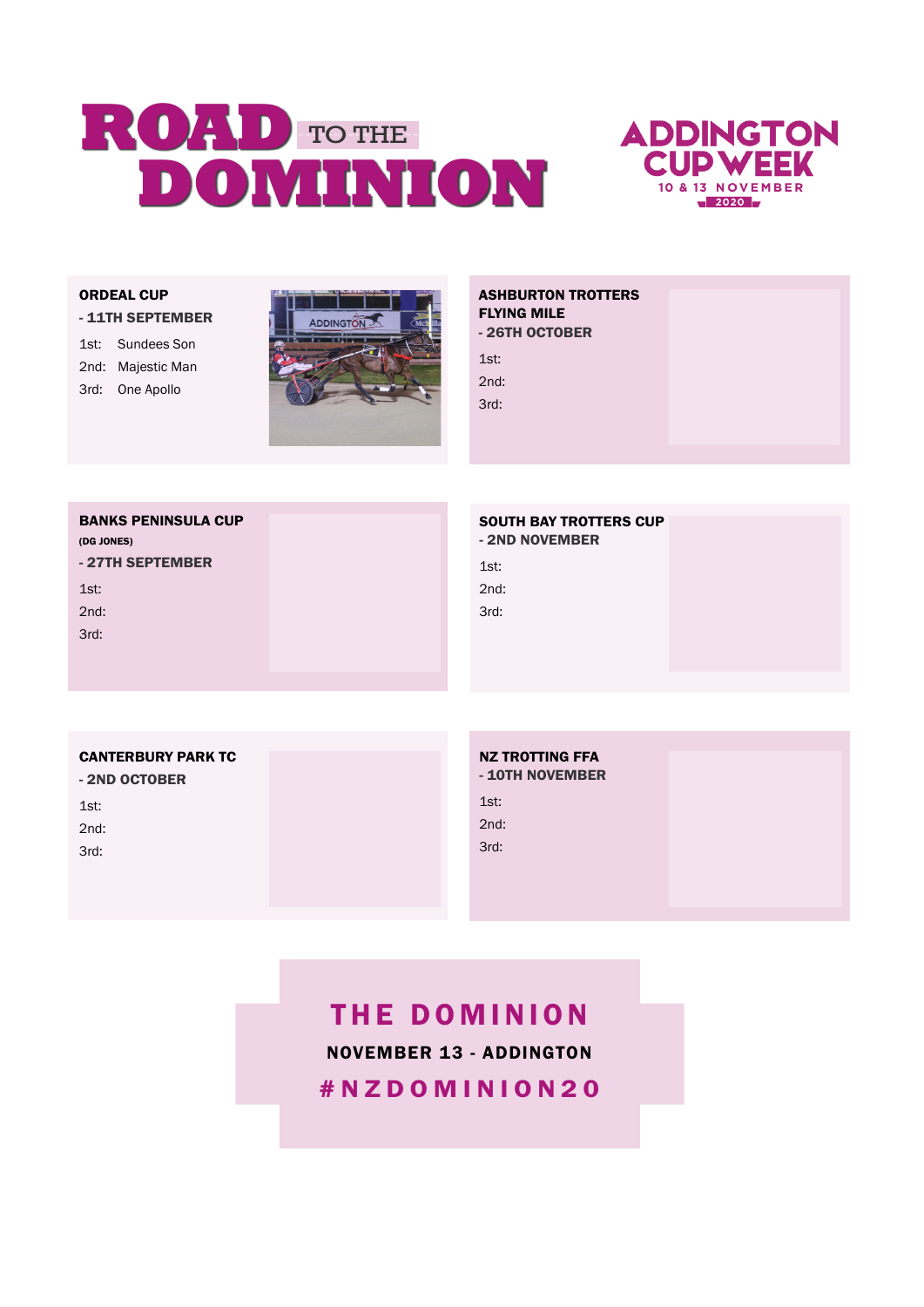# ROAD TO THE DOMINION

ADDINGTON CUP WEEK
10 & 13 NOVEMBER
2020

**ORDEAL CUP**
**- 11TH SEPTEMBER**

1st: Sundees Son
2nd: Majestic Man
3rd: One Apollo

**ASHBURTON TROTTERS FLYING MILE**
**- 26TH OCTOBER**

1st:
2nd:
3rd:

**BANKS PENINSULA CUP**
**(DG JONES)**
**- 27TH SEPTEMBER**

1st:
2nd:
3rd:

**SOUTH BAY TROTTERS CUP**
**- 2ND NOVEMBER**

1st:
2nd:
3rd:

**CANTERBURY PARK TC**
**- 2ND OCTOBER**

1st:
2nd:
3rd:

**NZ TROTTING FFA**
**- 10TH NOVEMBER**

1st:
2nd:
3rd:

## THE DOMINION

**NOVEMBER 13 - ADDINGTON**

**#NZDOMINION20**